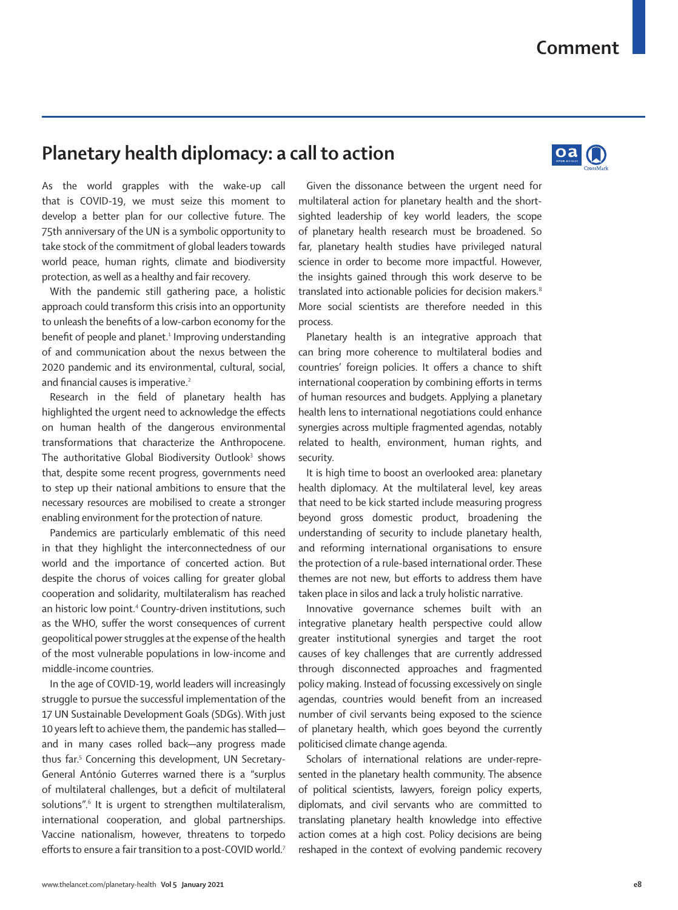# Planetary health diplomacy: a call to action

As the world grapples with the wake-up call that is COVID-19, we must seize this moment to develop a better plan for our collective future. The 75th anniversary of the UN is a symbolic opportunity to take stock of the commitment of global leaders towards world peace, human rights, climate and biodiversity protection, as well as a healthy and fair recovery.

With the pandemic still gathering pace, a holistic approach could transform this crisis into an opportunity to unleash the benefits of a low-carbon economy for the benefit of people and planet.[1] Improving understanding of and communication about the nexus between the 2020 pandemic and its environmental, cultural, social, and financial causes is imperative.[2]

Research in the field of planetary health has highlighted the urgent need to acknowledge the effects on human health of the dangerous environmental transformations that characterize the Anthropocene. The authoritative Global Biodiversity Outlook[3] shows that, despite some recent progress, governments need to step up their national ambitions to ensure that the necessary resources are mobilised to create a stronger enabling environment for the protection of nature.

Pandemics are particularly emblematic of this need in that they highlight the interconnectedness of our world and the importance of concerted action. But despite the chorus of voices calling for greater global cooperation and solidarity, multilateralism has reached an historic low point.[4] Country-driven institutions, such as the WHO, suffer the worst consequences of current geopolitical power struggles at the expense of the health of the most vulnerable populations in low-income and middle-income countries.

In the age of COVID-19, world leaders will increasingly struggle to pursue the successful implementation of the 17 UN Sustainable Development Goals (SDGs). With just 10 years left to achieve them, the pandemic has stalled—and in many cases rolled back—any progress made thus far.[5] Concerning this development, UN Secretary-General António Guterres warned there is a "surplus of multilateral challenges, but a deficit of multilateral solutions".[6] It is urgent to strengthen multilateralism, international cooperation, and global partnerships. Vaccine nationalism, however, threatens to torpedo efforts to ensure a fair transition to a post-COVID world.[7]

Given the dissonance between the urgent need for multilateral action for planetary health and the short-sighted leadership of key world leaders, the scope of planetary health research must be broadened. So far, planetary health studies have privileged natural science in order to become more impactful. However, the insights gained through this work deserve to be translated into actionable policies for decision makers.[8] More social scientists are therefore needed in this process.

Planetary health is an integrative approach that can bring more coherence to multilateral bodies and countries' foreign policies. It offers a chance to shift international cooperation by combining efforts in terms of human resources and budgets. Applying a planetary health lens to international negotiations could enhance synergies across multiple fragmented agendas, notably related to health, environment, human rights, and security.

It is high time to boost an overlooked area: planetary health diplomacy. At the multilateral level, key areas that need to be kick started include measuring progress beyond gross domestic product, broadening the understanding of security to include planetary health, and reforming international organisations to ensure the protection of a rule-based international order. These themes are not new, but efforts to address them have taken place in silos and lack a truly holistic narrative.

Innovative governance schemes built with an integrative planetary health perspective could allow greater institutional synergies and target the root causes of key challenges that are currently addressed through disconnected approaches and fragmented policy making. Instead of focussing excessively on single agendas, countries would benefit from an increased number of civil servants being exposed to the science of planetary health, which goes beyond the currently politicised climate change agenda.

Scholars of international relations are under-represented in the planetary health community. The absence of political scientists, lawyers, foreign policy experts, diplomats, and civil servants who are committed to translating planetary health knowledge into effective action comes at a high cost. Policy decisions are being reshaped in the context of evolving pandemic recovery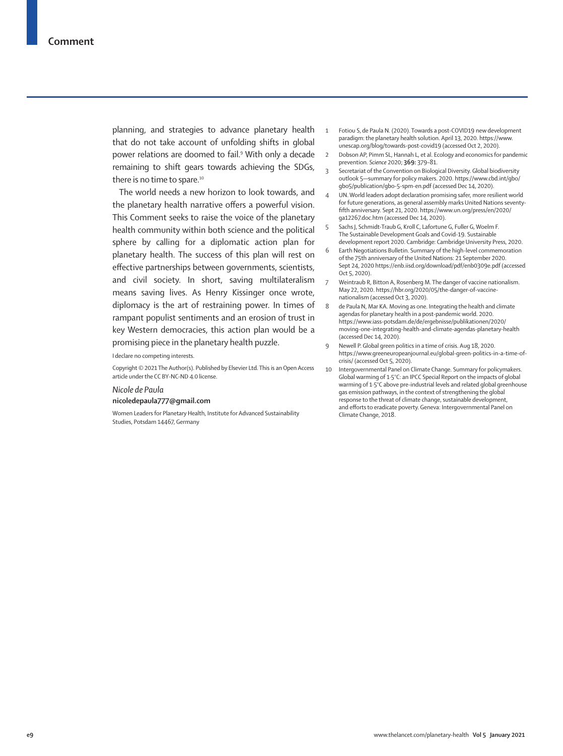planning, and strategies to advance planetary health that do not take account of unfolding shifts in global power relations are doomed to fail.[9] With only a decade remaining to shift gears towards achieving the SDGs, there is no time to spare.[10]

The world needs a new horizon to look towards, and the planetary health narrative offers a powerful vision. This Comment seeks to raise the voice of the planetary health community within both science and the political sphere by calling for a diplomatic action plan for planetary health. The success of this plan will rest on effective partnerships between governments, scientists, and civil society. In short, saving multilateralism means saving lives. As Henry Kissinger once wrote, diplomacy is the art of restraining power. In times of rampant populist sentiments and an erosion of trust in key Western democracies, this action plan would be a promising piece in the planetary health puzzle.

I declare no competing interests.

Copyright © 2021 The Author(s). Published by Elsevier Ltd. This is an Open Access article under the CC BY-NC-ND 4.0 license.

*Nicole de Paula*
**nicoledepaula777@gmail.com**

Women Leaders for Planetary Health, Institute for Advanced Sustainability Studies, Potsdam 14467, Germany

1. Fotiou S, de Paula N. (2020). Towards a post-COVID19 new development paradigm: the planetary health solution. April 13, 2020. https://www.unescap.org/blog/towards-post-covid19 (accessed Oct 2, 2020).
2. Dobson AP, Pimm SL, Hannah L, et al. Ecology and economics for pandemic prevention. *Science* 2020; **369:** 379–81.
3. Secretariat of the Convention on Biological Diversity. Global biodiversity outlook 5—summary for policy makers. 2020. https://www.cbd.int/gbo/gbo5/publication/gbo-5-spm-en.pdf (accessed Dec 14, 2020).
4. UN. World leaders adopt declaration promising safer, more resilient world for future generations, as general assembly marks United Nations seventy-fifth anniversary. Sept 21, 2020. https://www.un.org/press/en/2020/ga12267.doc.htm (accessed Dec 14, 2020).
5. Sachs J, Schmidt-Traub G, Kroll C, Lafortune G, Fuller G, Woelm F. The Sustainable Development Goals and Covid-19. Sustainable development report 2020. Cambridge: Cambridge University Press, 2020.
6. Earth Negotiations Bulletin. Summary of the high-level commemoration of the 75th anniversary of the United Nations: 21 September 2020. Sept 24, 2020 https://enb.iisd.org/download/pdf/enb0309e.pdf (accessed Oct 5, 2020).
7. Weintraub R, Bitton A, Rosenberg M. The danger of vaccine nationalism. May 22, 2020. https://hbr.org/2020/05/the-danger-of-vaccine-nationalism (accessed Oct 3, 2020).
8. de Paula N, Mar KA. Moving as one. Integrating the health and climate agendas for planetary health in a post-pandemic world. 2020. https://www.iass-potsdam.de/de/ergebnisse/publikationen/2020/moving-one-integrating-health-and-climate-agendas-planetary-health (accessed Dec 14, 2020).
9. Newell P. Global green politics in a time of crisis. Aug 18, 2020. https://www.greeneuropeanjournal.eu/global-green-politics-in-a-time-of-crisis/ (accessed Oct 5, 2020).
10. Intergovernmental Panel on Climate Change. Summary for policymakers. Global warming of 1·5°C: an IPCC Special Report on the impacts of global warming of 1·5°C above pre-industrial levels and related global greenhouse gas emission pathways, in the context of strengthening the global response to the threat of climate change, sustainable development, and efforts to eradicate poverty. Geneva: Intergovernmental Panel on Climate Change, 2018.